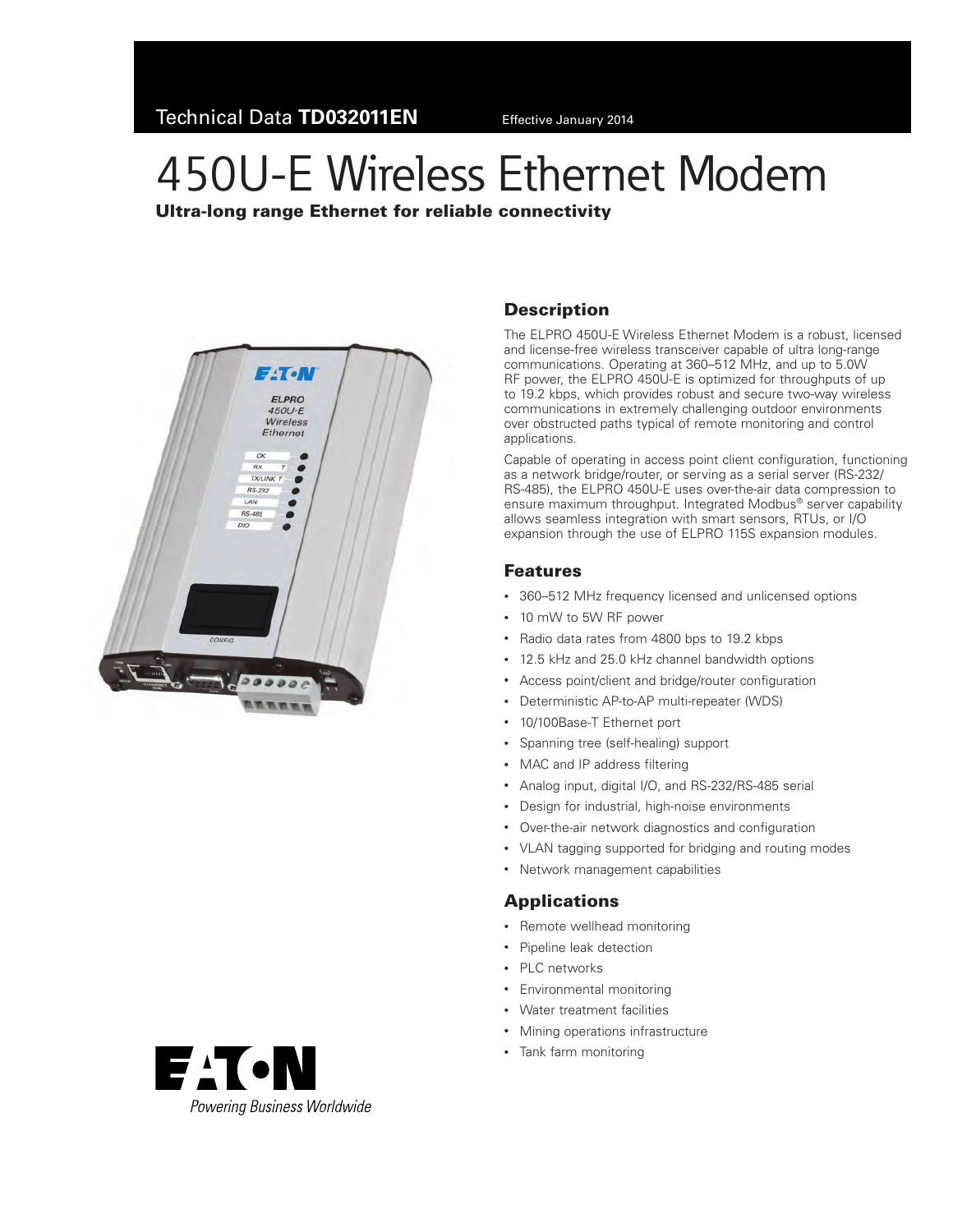Technical Data **TD032011EN** Effective January 2014

# 450U-E Wireless Ethernet Modem

**Ultra-long range Ethernet for reliable connectivity**

## Description

The ELPRO 450U-E Wireless Ethernet Modem is a robust, licensed and license-free wireless transceiver capable of ultra long-range communications. Operating at 360–512 MHz, and up to 5.0W RF power, the ELPRO 450U-E is optimized for throughputs of up to 19.2 kbps, which provides robust and secure two-way wireless communications in extremely challenging outdoor environments over obstructed paths typical of remote monitoring and control applications.

Capable of operating in access point client configuration, functioning as a network bridge/router, or serving as a serial server (RS-232/RS-485), the ELPRO 450U-E uses over-the-air data compression to ensure maximum throughput. Integrated Modbus® server capability allows seamless integration with smart sensors, RTUs, or I/O expansion through the use of ELPRO 115S expansion modules.

## Features

- 360–512 MHz frequency licensed and unlicensed options
- 10 mW to 5W RF power
- Radio data rates from 4800 bps to 19.2 kbps
- 12.5 kHz and 25.0 kHz channel bandwidth options
- Access point/client and bridge/router configuration
- Deterministic AP-to-AP multi-repeater (WDS)
- 10/100Base-T Ethernet port
- Spanning tree (self-healing) support
- MAC and IP address filtering
- Analog input, digital I/O, and RS-232/RS-485 serial
- Design for industrial, high-noise environments
- Over-the-air network diagnostics and configuration
- VLAN tagging supported for bridging and routing modes
- Network management capabilities

## Applications

- Remote wellhead monitoring
- Pipeline leak detection
- PLC networks
- Environmental monitoring
- Water treatment facilities
- Mining operations infrastructure
- Tank farm monitoring

*Powering Business Worldwide*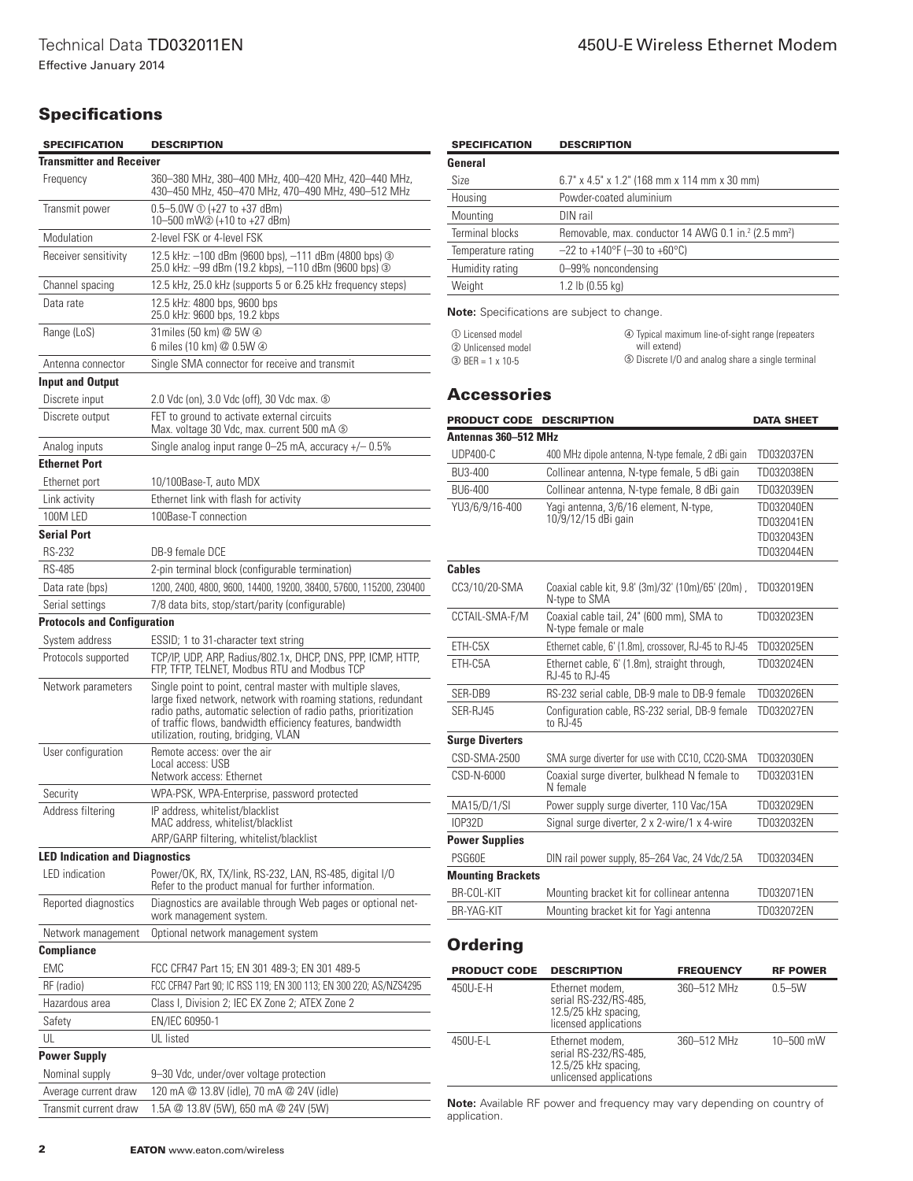## Specifications

| SPECIFICATION | DESCRIPTION |
| --- | --- |
| **Transmitter and Receiver** | |
| Frequency | 360–380 MHz, 380–400 MHz, 400–420 MHz, 420–440 MHz, 430–450 MHz, 450–470 MHz, 470–490 MHz, 490–512 MHz |
| Transmit power | 0.5–5.0W ① (+27 to +37 dBm) 10–500 mW② (+10 to +27 dBm) |
| Modulation | 2-level FSK or 4-level FSK |
| Receiver sensitivity | 12.5 kHz: –100 dBm (9600 bps), –111 dBm (4800 bps) ③ 25.0 kHz: –99 dBm (19.2 kbps), –110 dBm (9600 bps) ③ |
| Channel spacing | 12.5 kHz, 25.0 kHz (supports 5 or 6.25 kHz frequency steps) |
| Data rate | 12.5 kHz: 4800 bps, 9600 bps 25.0 kHz: 9600 bps, 19.2 kbps |
| Range (LoS) | 31miles (50 km) @ 5W ④ 6 miles (10 km) @ 0.5W ④ |
| Antenna connector | Single SMA connector for receive and transmit |
| **Input and Output** | |
| Discrete input | 2.0 Vdc (on), 3.0 Vdc (off), 30 Vdc max. ⑤ |
| Discrete output | FET to ground to activate external circuits Max. voltage 30 Vdc, max. current 500 mA ⑤ |
| Analog inputs | Single analog input range 0–25 mA, accuracy +/– 0.5% |
| **Ethernet Port** | |
| Ethernet port | 10/100Base-T, auto MDX |
| Link activity | Ethernet link with flash for activity |
| 100M LED | 100Base-T connection |
| **Serial Port** | |
| RS-232 | DB-9 female DCE |
| RS-485 | 2-pin terminal block (configurable termination) |
| Data rate (bps) | 1200, 2400, 4800, 9600, 14400, 19200, 38400, 57600, 115200, 230400 |
| Serial settings | 7/8 data bits, stop/start/parity (configurable) |
| **Protocols and Configuration** | |
| System address | ESSID; 1 to 31-character text string |
| Protocols supported | TCP/IP, UDP, ARP, Radius/802.1x, DHCP, DNS, PPP, ICMP, HTTP, FTP, TFTP, TELNET, Modbus RTU and Modbus TCP |
| Network parameters | Single point to point, central master with multiple slaves, large fixed network, network with roaming stations, redundant radio paths, automatic selection of radio paths, prioritization of traffic flows, bandwidth efficiency features, bandwidth utilization, routing, bridging, VLAN |
| User configuration | Remote access: over the air Local access: USB Network access: Ethernet |
| Security | WPA-PSK, WPA-Enterprise, password protected |
| Address filtering | IP address, whitelist/blacklist MAC address, whitelist/blacklist ARP/GARP filtering, whitelist/blacklist |
| **LED Indication and Diagnostics** | |
| LED indication | Power/OK, RX, TX/link, RS-232, LAN, RS-485, digital I/O Refer to the product manual for further information. |
| Reported diagnostics | Diagnostics are available through Web pages or optional network management system. |
| Network management | Optional network management system |
| **Compliance** | |
| EMC | FCC CFR47 Part 15; EN 301 489-3; EN 301 489-5 |
| RF (radio) | FCC CFR47 Part 90; IC RSS 119; EN 300 113; EN 300 220; AS/NZS4295 |
| Hazardous area | Class I, Division 2; IEC EX Zone 2; ATEX Zone 2 |
| Safety | EN/IEC 60950-1 |
| UL | UL listed |
| **Power Supply** | |
| Nominal supply | 9–30 Vdc, under/over voltage protection |
| Average current draw | 120 mA @ 13.8V (idle), 70 mA @ 24V (idle) |
| Transmit current draw | 1.5A @ 13.8V (5W), 650 mA @ 24V (5W) |

| SPECIFICATION | DESCRIPTION |
| --- | --- |
| **General** | |
| Size | 6.7" x 4.5" x 1.2" (168 mm x 114 mm x 30 mm) |
| Housing | Powder-coated aluminium |
| Mounting | DIN rail |
| Terminal blocks | Removable, max. conductor 14 AWG 0.1 in.$^2$ (2.5 mm$^2$) |
| Temperature rating | –22 to +140°F (–30 to +60°C) |
| Humidity rating | 0–99% noncondensing |
| Weight | 1.2 lb (0.55 kg) |

**Note:** Specifications are subject to change.

① Licensed model
② Unlicensed model
③ BER = 1 x 10-5
④ Typical maximum line-of-sight range (repeaters will extend)
⑤ Discrete I/O and analog share a single terminal

## Accessories

| PRODUCT CODE | DESCRIPTION | DATA SHEET |
| --- | --- | --- |
| **Antennas 360–512 MHz** | | |
| UDP400-C | 400 MHz dipole antenna, N-type female, 2 dBi gain | TD032037EN |
| BU3-400 | Collinear antenna, N-type female, 5 dBi gain | TD032038EN |
| BU6-400 | Collinear antenna, N-type female, 8 dBi gain | TD032039EN |
| YU3/6/9/16-400 | Yagi antenna, 3/6/16 element, N-type, 10/9/12/15 dBi gain | TD032040EN TD032041EN TD032043EN TD032044EN |
| **Cables** | | |
| CC3/10/20-SMA | Coaxial cable kit, 9.8' (3m)/32' (10m)/65' (20m) , N-type to SMA | TD032019EN |
| CCTAIL-SMA-F/M | Coaxial cable tail, 24" (600 mm), SMA to N-type female or male | TD032023EN |
| ETH-C5X | Ethernet cable, 6' (1.8m), crossover, RJ-45 to RJ-45 | TD032025EN |
| ETH-C5A | Ethernet cable, 6' (1.8m), straight through, RJ-45 to RJ-45 | TD032024EN |
| SER-DB9 | RS-232 serial cable, DB-9 male to DB-9 female | TD032026EN |
| SER-RJ45 | Configuration cable, RS-232 serial, DB-9 female to RJ-45 | TD032027EN |
| **Surge Diverters** | | |
| CSD-SMA-2500 | SMA surge diverter for use with CC10, CC20-SMA | TD032030EN |
| CSD-N-6000 | Coaxial surge diverter, bulkhead N female to N female | TD032031EN |
| MA15/D/1/SI | Power supply surge diverter, 110 Vac/15A | TD032029EN |
| IOP32D | Signal surge diverter, 2 x 2-wire/1 x 4-wire | TD032032EN |
| **Power Supplies** | | |
| PSG60E | DIN rail power supply, 85–264 Vac, 24 Vdc/2.5A | TD032034EN |
| **Mounting Brackets** | | |
| BR-COL-KIT | Mounting bracket kit for collinear antenna | TD032071EN |
| BR-YAG-KIT | Mounting bracket kit for Yagi antenna | TD032072EN |

## Ordering

| PRODUCT CODE | DESCRIPTION | FREQUENCY | RF POWER |
| --- | --- | --- | --- |
| 450U-E-H | Ethernet modem, serial RS-232/RS-485, 12.5/25 kHz spacing, licensed applications | 360–512 MHz | 0.5–5W |
| 450U-E-L | Ethernet modem, serial RS-232/RS-485, 12.5/25 kHz spacing, unlicensed applications | 360–512 MHz | 10–500 mW |

**Note:** Available RF power and frequency may vary depending on country of application.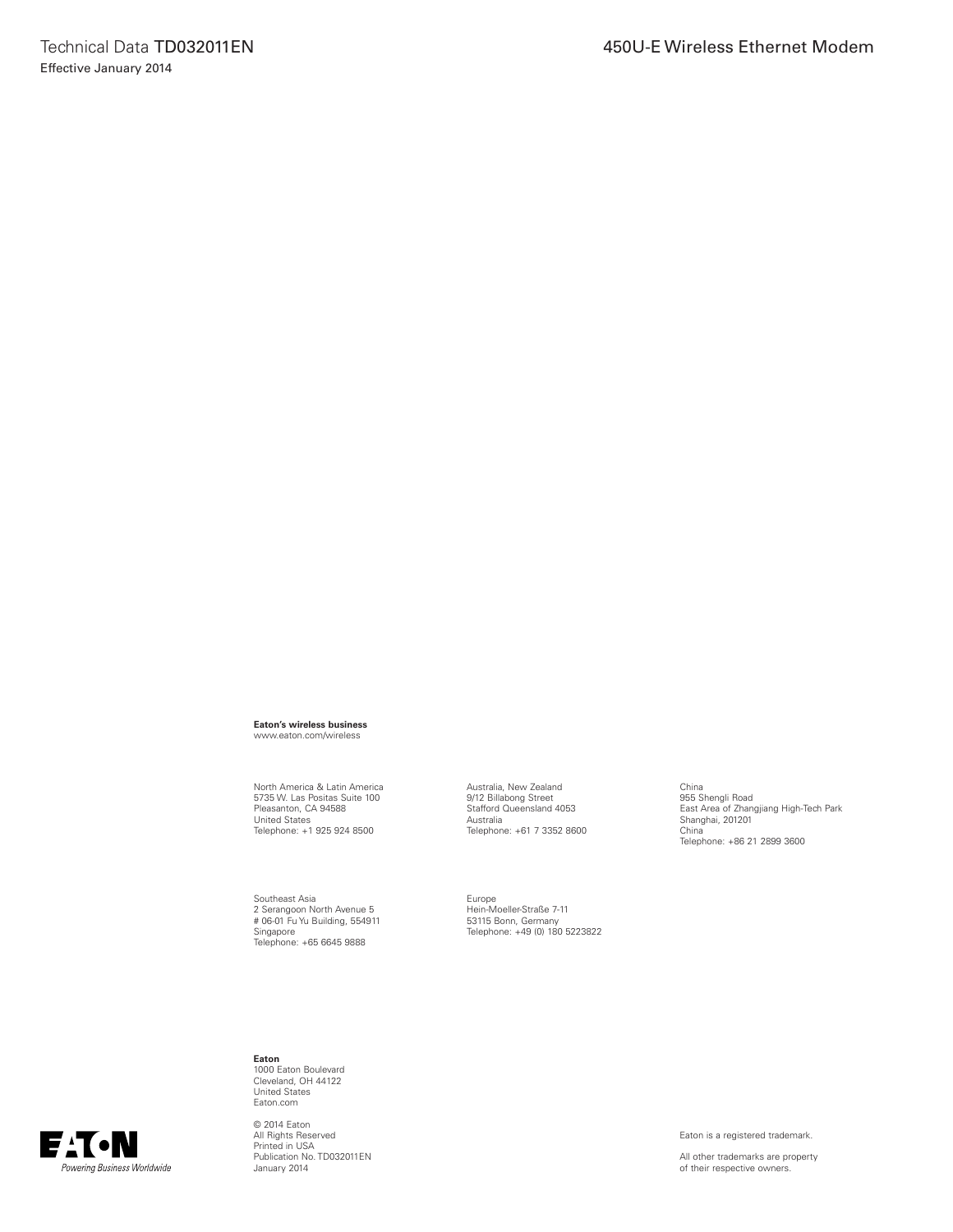**Eaton's wireless business**
www.eaton.com/wireless

North America & Latin America
5735 W. Las Positas Suite 100
Pleasanton, CA 94588
United States
Telephone: +1 925 924 8500

Australia, New Zealand
9/12 Billabong Street
Stafford Queensland 4053
Australia
Telephone: +61 7 3352 8600

China
955 Shengli Road
East Area of Zhangjiang High-Tech Park
Shanghai, 201201
China
Telephone: +86 21 2899 3600

Southeast Asia
2 Serangoon North Avenue 5
# 06-01 Fu Yu Building, 554911
Singapore
Telephone: +65 6645 9888

Europe
Hein-Moeller-Straße 7-11
53115 Bonn, Germany
Telephone: +49 (0) 180 5223822

**Eaton**
1000 Eaton Boulevard
Cleveland, OH 44122
United States
Eaton.com

© 2014 Eaton
All Rights Reserved
Printed in USA
Publication No. TD032011EN
January 2014

Eaton is a registered trademark.

All other trademarks are property of their respective owners.

EATON
*Powering Business Worldwide*